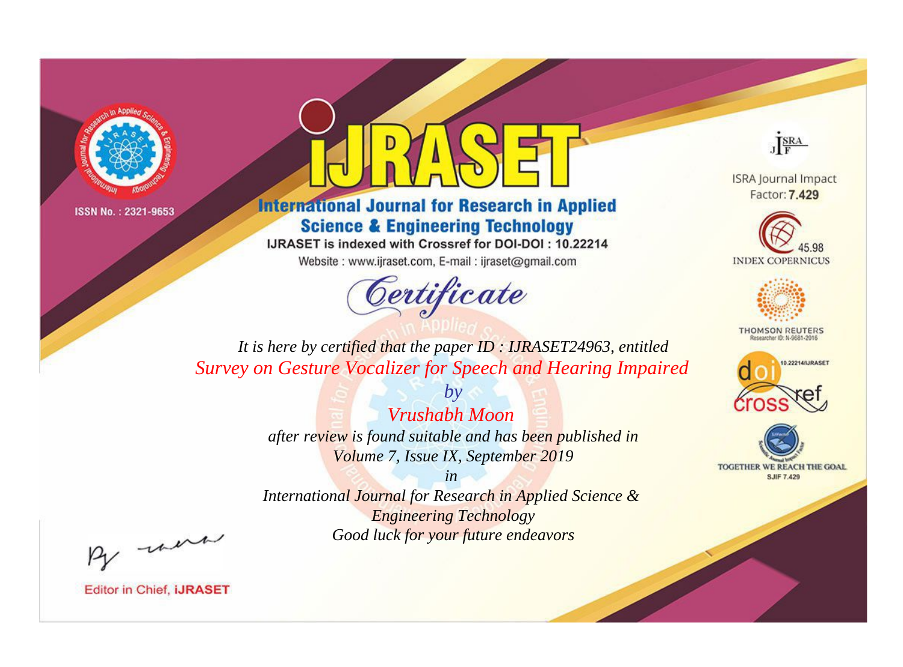ISSN No. : 2321-9653

# IJRASET

## International Journal for Research in Applied Science & Engineering Technology

IJRASET is indexed with Crossref for DOI-DOI : 10.22214

Website : www.ijraset.com, E-mail : ijraset@gmail.com

ISRA Journal Impact Factor: **7.429**

45.98 INDEX COPERNICUS

THOMSON REUTERS Researcher ID: N-9681-2016

10.22214/IJRASET

TOGETHER WE REACH THE GOAL SJIF 7.429

# *Certificate*

*It is here by certified that the paper ID : IJRASET24963, entitled*

*Survey on Gesture Vocalizer for Speech and Hearing Impaired*

*by*

*Vrushabh Moon*

*after review is found suitable and has been published in*

*Volume 7, Issue IX, September 2019*

*in*

*International Journal for Research in Applied Science & Engineering Technology*

*Good luck for your future endeavors*

Editor in Chief, **IJRASET**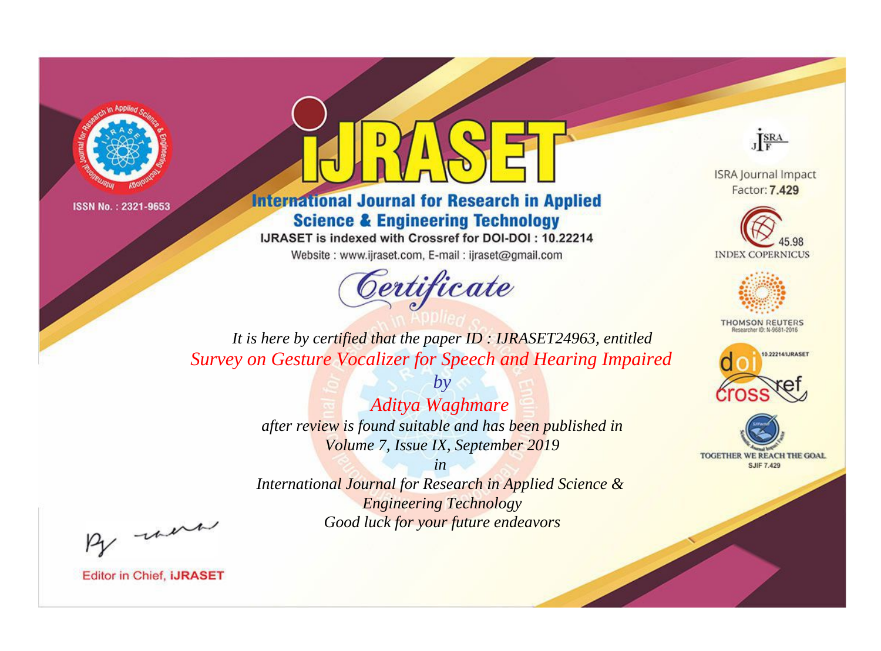ISSN No. : 2321-9653

# iJRASET

## International Journal for Research in Applied Science & Engineering Technology

IJRASET is indexed with Crossref for DOI-DOI : 10.22214

Website : www.ijraset.com, E-mail : ijraset@gmail.com

*Certificate*

*It is here by certified that the paper ID : IJRASET24963, entitled*

*Survey on Gesture Vocalizer for Speech and Hearing Impaired*

*by*

*Aditya Waghmare*

*after review is found suitable and has been published in*

*Volume 7, Issue IX, September 2019*

*in*

*International Journal for Research in Applied Science & Engineering Technology*

*Good luck for your future endeavors*

ISRA Journal Impact Factor: **7.429**

45.98 INDEX COPERNICUS

THOMSON REUTERS Researcher ID: N-9681-2016

10.22214/IJRASET

TOGETHER WE REACH THE GOAL SJIF 7.429

Editor in Chief, **iJRASET**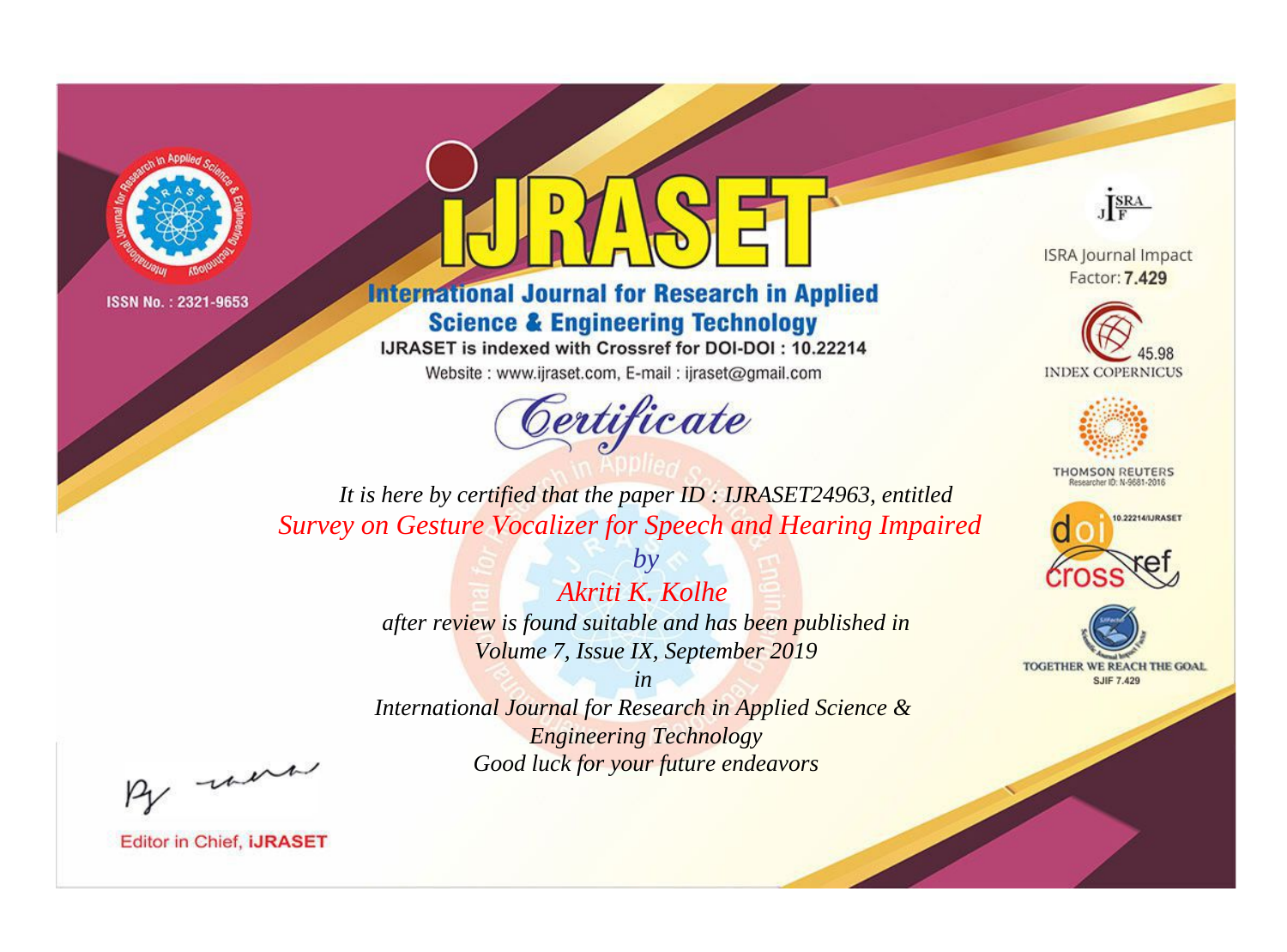ISSN No. : 2321-9653

# iJRASET

## International Journal for Research in Applied Science & Engineering Technology

IJRASET is indexed with Crossref for DOI-DOI : 10.22214

Website : www.ijraset.com, E-mail : ijraset@gmail.com

*Certificate*

*It is here by certified that the paper ID : IJRASET24963, entitled*

*Survey on Gesture Vocalizer for Speech and Hearing Impaired*

*by*

*Akriti K. Kolhe*

*after review is found suitable and has been published in*

*Volume 7, Issue IX, September 2019*

*in*

*International Journal for Research in Applied Science & Engineering Technology*

*Good luck for your future endeavors*

ISRA Journal Impact Factor: **7.429**

45.98 INDEX COPERNICUS

THOMSON REUTERS Researcher ID: N-9681-2016

10.22214/IJRASET

TOGETHER WE REACH THE GOAL SJIF 7.429

Editor in Chief, **iJRASET**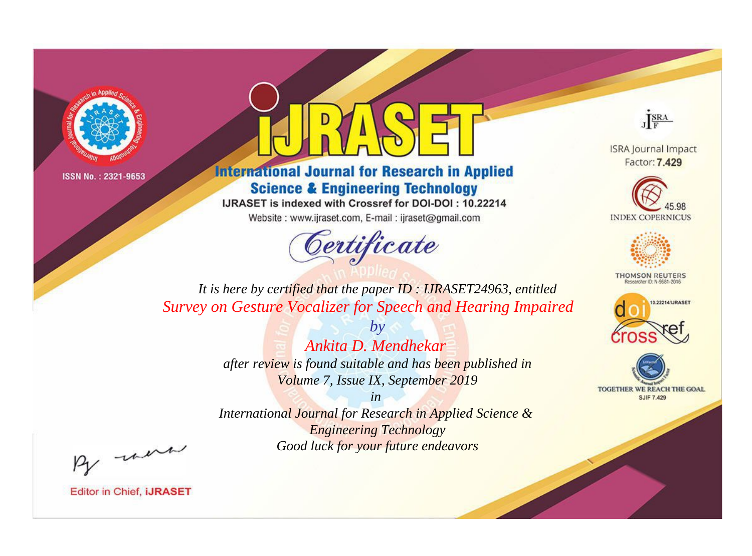ISSN No. : 2321-9653

# IJRASET

## International Journal for Research in Applied Science & Engineering Technology

IJRASET is indexed with Crossref for DOI-DOI : 10.22214

Website : www.ijraset.com, E-mail : ijraset@gmail.com

## Certificate

*It is here by certified that the paper ID : IJRASET24963, entitled*

*Survey on Gesture Vocalizer for Speech and Hearing Impaired*

*by*

*Ankita D. Mendhekar*

*after review is found suitable and has been published in*

*Volume 7, Issue IX, September 2019*

*in*

*International Journal for Research in Applied Science & Engineering Technology*

*Good luck for your future endeavors*

ISRA Journal Impact Factor: **7.429**

45.98 INDEX COPERNICUS

THOMSON REUTERS Researcher ID: N-9681-2016

10.22214/IJRASET

TOGETHER WE REACH THE GOAL SJIF 7.429

Editor in Chief, **iJRASET**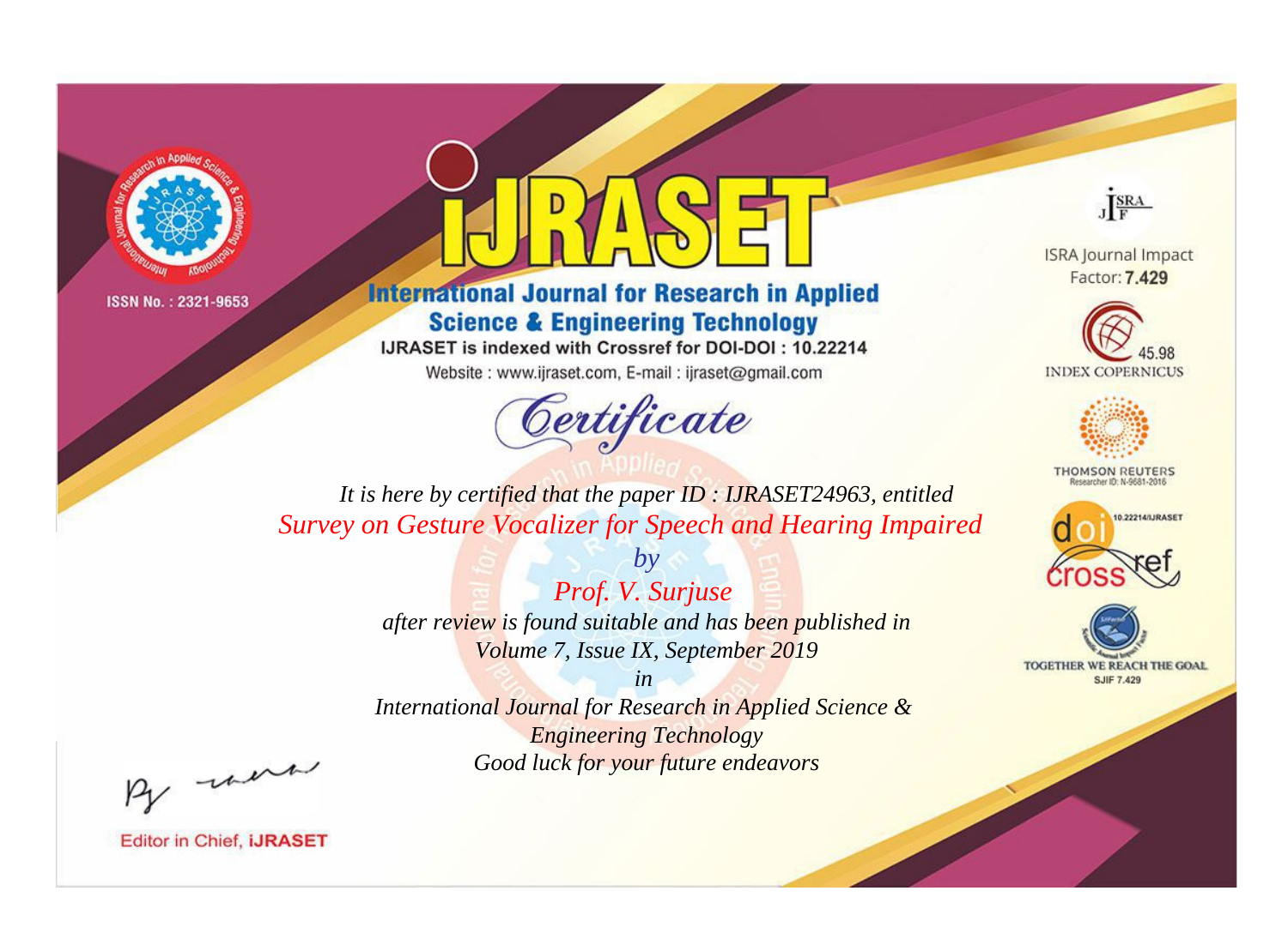ISSN No. : 2321-9653

# IJRASET

## International Journal for Research in Applied Science & Engineering Technology

IJRASET is indexed with Crossref for DOI-DOI : 10.22214

Website : www.ijraset.com, E-mail : ijraset@gmail.com

*Certificate*

*It is here by certified that the paper ID : IJRASET24963, entitled*

*Survey on Gesture Vocalizer for Speech and Hearing Impaired*

*by*

*Prof. V. Surjuse*

*after review is found suitable and has been published in*

*Volume 7, Issue IX, September 2019*

*in*

*International Journal for Research in Applied Science & Engineering Technology*

*Good luck for your future endeavors*

ISRA Journal Impact Factor: **7.429**

45.98 INDEX COPERNICUS

THOMSON REUTERS Researcher ID: N-9681-2016

10.22214/IJRASET

TOGETHER WE REACH THE GOAL SJIF 7.429

Editor in Chief, **iJRASET**